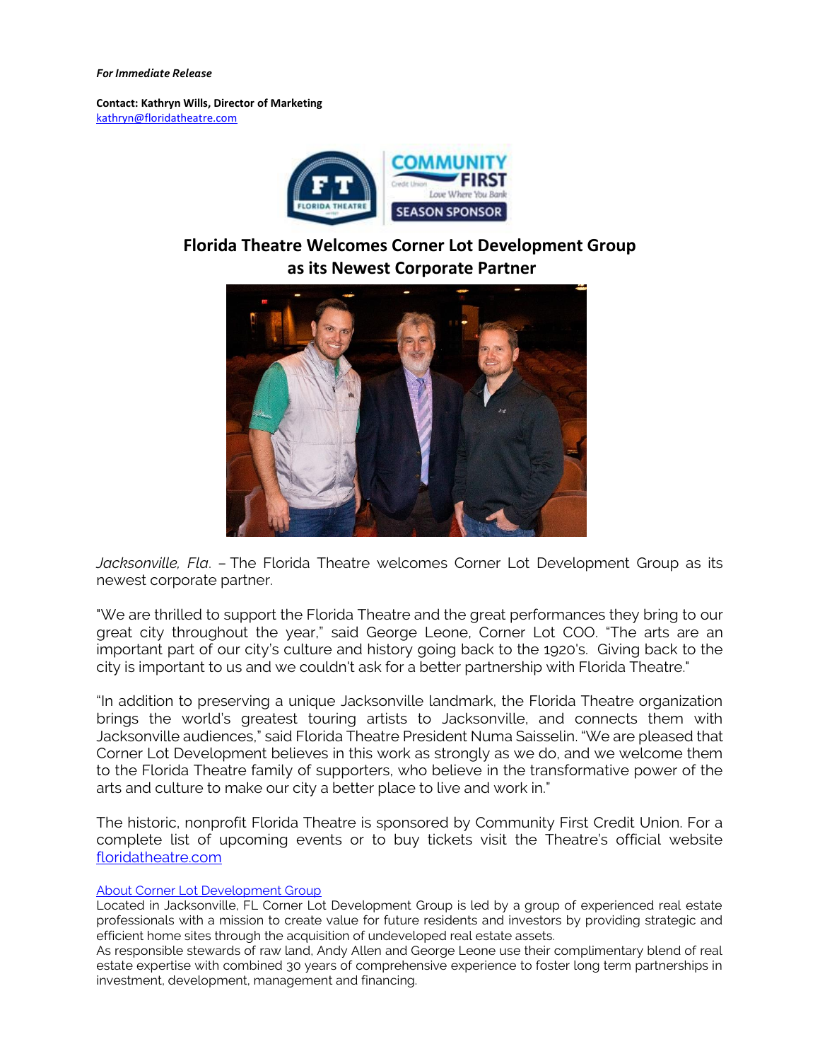***For Immediate Release***

**Contact: Kathryn Wills, Director of Marketing**
[kathryn@floridatheatre.com](mailto:kathryn@floridatheatre.com)

# Florida Theatre Welcomes Corner Lot Development Group as its Newest Corporate Partner

*Jacksonville, Fla*. – The Florida Theatre welcomes Corner Lot Development Group as its newest corporate partner.

"We are thrilled to support the Florida Theatre and the great performances they bring to our great city throughout the year," said George Leone, Corner Lot COO. "The arts are an important part of our city's culture and history going back to the 1920's. Giving back to the city is important to us and we couldn't ask for a better partnership with Florida Theatre."

"In addition to preserving a unique Jacksonville landmark, the Florida Theatre organization brings the world's greatest touring artists to Jacksonville, and connects them with Jacksonville audiences," said Florida Theatre President Numa Saisselin. "We are pleased that Corner Lot Development believes in this work as strongly as we do, and we welcome them to the Florida Theatre family of supporters, who believe in the transformative power of the arts and culture to make our city a better place to live and work in."

The historic, nonprofit Florida Theatre is sponsored by Community First Credit Union. For a complete list of upcoming events or to buy tickets visit the Theatre's official website [floridatheatre.com](floridatheatre.com)

About Corner Lot Development Group

Located in Jacksonville, FL Corner Lot Development Group is led by a group of experienced real estate professionals with a mission to create value for future residents and investors by providing strategic and efficient home sites through the acquisition of undeveloped real estate assets.

As responsible stewards of raw land, Andy Allen and George Leone use their complimentary blend of real estate expertise with combined 30 years of comprehensive experience to foster long term partnerships in investment, development, management and financing.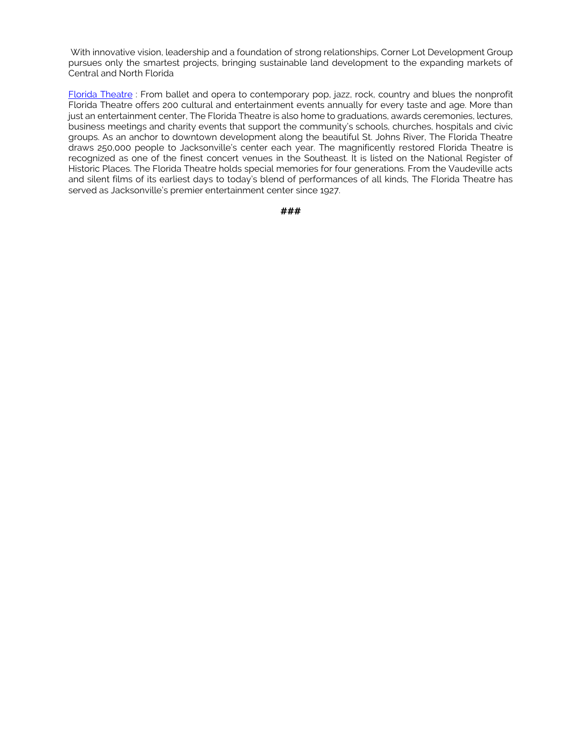With innovative vision, leadership and a foundation of strong relationships, Corner Lot Development Group pursues only the smartest projects, bringing sustainable land development to the expanding markets of Central and North Florida

[Florida Theatre] : From ballet and opera to contemporary pop, jazz, rock, country and blues the nonprofit Florida Theatre offers 200 cultural and entertainment events annually for every taste and age. More than just an entertainment center, The Florida Theatre is also home to graduations, awards ceremonies, lectures, business meetings and charity events that support the community's schools, churches, hospitals and civic groups. As an anchor to downtown development along the beautiful St. Johns River, The Florida Theatre draws 250,000 people to Jacksonville's center each year. The magnificently restored Florida Theatre is recognized as one of the finest concert venues in the Southeast. It is listed on the National Register of Historic Places. The Florida Theatre holds special memories for four generations. From the Vaudeville acts and silent films of its earliest days to today's blend of performances of all kinds, The Florida Theatre has served as Jacksonville's premier entertainment center since 1927.

**###**